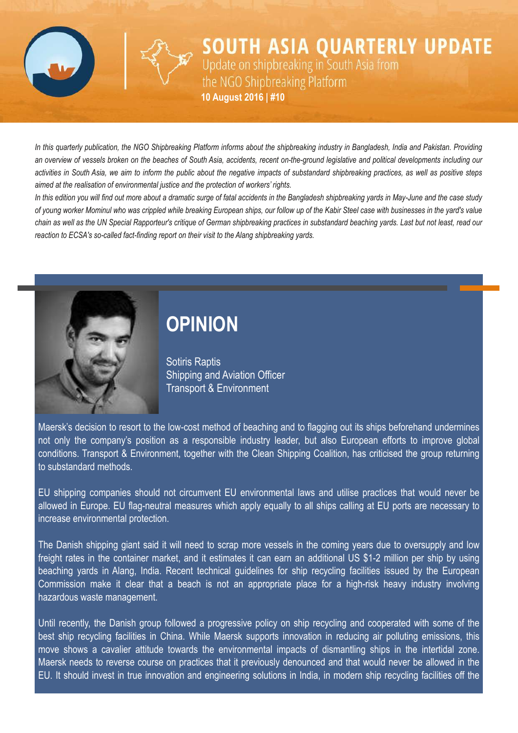# SOUTH ASIA QUARTERLY UPDATE

Update on shipbreaking in South Asia from the NGO Shipbreaking Platform

**10 August 2016 | #10**

*In this quarterly publication, the NGO Shipbreaking Platform informs about the shipbreaking industry in Bangladesh, India and Pakistan. Providing an overview of vessels broken on the beaches of South Asia, accidents, recent on-the-ground legislative and political developments including our activities in South Asia, we aim to inform the public about the negative impacts of substandard shipbreaking practices, as well as positive steps aimed at the realisation of environmental justice and the protection of workers' rights.*

*In this edition you will find out more about a dramatic surge of fatal accidents in the Bangladesh shipbreaking yards in May-June and the case study of young worker Mominul who was crippled while breaking European ships, our follow up of the Kabir Steel case with businesses in the yard's value chain as well as the UN Special Rapporteur's critique of German shipbreaking practices in substandard beaching yards. Last but not least, read our reaction to ECSA's so-called fact-finding report on their visit to the Alang shipbreaking yards.*

## OPINION

Sotiris Raptis
Shipping and Aviation Officer
Transport & Environment

Maersk's decision to resort to the low-cost method of beaching and to flagging out its ships beforehand undermines not only the company's position as a responsible industry leader, but also European efforts to improve global conditions. Transport & Environment, together with the Clean Shipping Coalition, has criticised the group returning to substandard methods.

EU shipping companies should not circumvent EU environmental laws and utilise practices that would never be allowed in Europe. EU flag-neutral measures which apply equally to all ships calling at EU ports are necessary to increase environmental protection.

The Danish shipping giant said it will need to scrap more vessels in the coming years due to oversupply and low freight rates in the container market, and it estimates it can earn an additional US $1-2 million per ship by using beaching yards in Alang, India. Recent technical guidelines for ship recycling facilities issued by the European Commission make it clear that a beach is not an appropriate place for a high-risk heavy industry involving hazardous waste management.

Until recently, the Danish group followed a progressive policy on ship recycling and cooperated with some of the best ship recycling facilities in China. While Maersk supports innovation in reducing air polluting emissions, this move shows a cavalier attitude towards the environmental impacts of dismantling ships in the intertidal zone. Maersk needs to reverse course on practices that it previously denounced and that would never be allowed in the EU. It should invest in true innovation and engineering solutions in India, in modern ship recycling facilities off the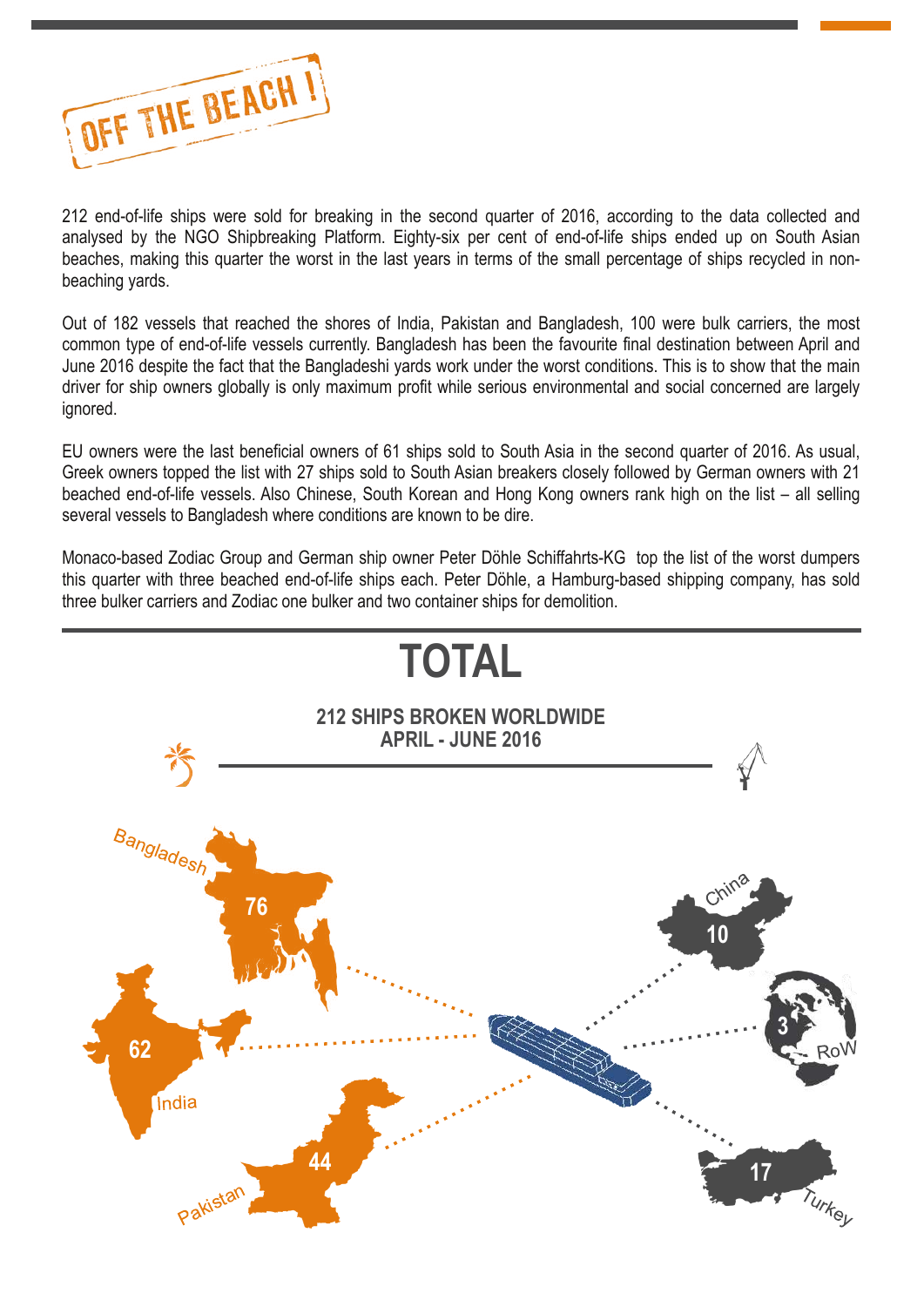# OFF THE BEACH !

212 end-of-life ships were sold for breaking in the second quarter of 2016, according to the data collected and analysed by the NGO Shipbreaking Platform. Eighty-six per cent of end-of-life ships ended up on South Asian beaches, making this quarter the worst in the last years in terms of the small percentage of ships recycled in non-beaching yards.

Out of 182 vessels that reached the shores of India, Pakistan and Bangladesh, 100 were bulk carriers, the most common type of end-of-life vessels currently. Bangladesh has been the favourite final destination between April and June 2016 despite the fact that the Bangladeshi yards work under the worst conditions. This is to show that the main driver for ship owners globally is only maximum profit while serious environmental and social concerned are largely ignored.

EU owners were the last beneficial owners of 61 ships sold to South Asia in the second quarter of 2016. As usual, Greek owners topped the list with 27 ships sold to South Asian breakers closely followed by German owners with 21 beached end-of-life vessels. Also Chinese, South Korean and Hong Kong owners rank high on the list – all selling several vessels to Bangladesh where conditions are known to be dire.

Monaco-based Zodiac Group and German ship owner Peter Döhle Schiffahrts-KG top the list of the worst dumpers this quarter with three beached end-of-life ships each. Peter Döhle, a Hamburg-based shipping company, has sold three bulker carriers and Zodiac one bulker and two container ships for demolition.

## TOTAL

**212 SHIPS BROKEN WORLDWIDE**
**APRIL - JUNE 2016**

| Country | Ships |
|---|---|
| Bangladesh | 76 |
| India | 62 |
| Pakistan | 44 |
| China | 10 |
| RoW | 3 |
| Turkey | 17 |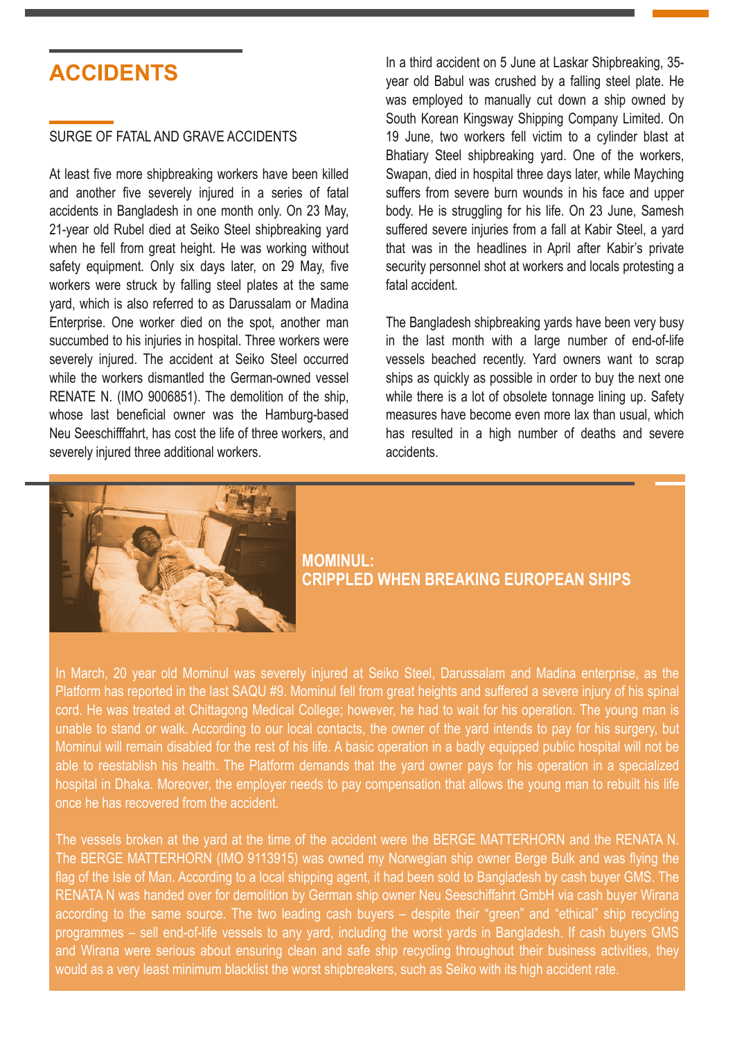# ACCIDENTS

## SURGE OF FATAL AND GRAVE ACCIDENTS

At least five more shipbreaking workers have been killed and another five severely injured in a series of fatal accidents in Bangladesh in one month only. On 23 May, 21-year old Rubel died at Seiko Steel shipbreaking yard when he fell from great height. He was working without safety equipment. Only six days later, on 29 May, five workers were struck by falling steel plates at the same yard, which is also referred to as Darussalam or Madina Enterprise. One worker died on the spot, another man succumbed to his injuries in hospital. Three workers were severely injured. The accident at Seiko Steel occurred while the workers dismantled the German-owned vessel RENATE N. (IMO 9006851). The demolition of the ship, whose last beneficial owner was the Hamburg-based Neu Seeschifffahrt, has cost the life of three workers, and severely injured three additional workers.

In a third accident on 5 June at Laskar Shipbreaking, 35-year old Babul was crushed by a falling steel plate. He was employed to manually cut down a ship owned by South Korean Kingsway Shipping Company Limited. On 19 June, two workers fell victim to a cylinder blast at Bhatiary Steel shipbreaking yard. One of the workers, Swapan, died in hospital three days later, while Mayching suffers from severe burn wounds in his face and upper body. He is struggling for his life. On 23 June, Samesh suffered severe injuries from a fall at Kabir Steel, a yard that was in the headlines in April after Kabir's private security personnel shot at workers and locals protesting a fatal accident.

The Bangladesh shipbreaking yards have been very busy in the last month with a large number of end-of-life vessels beached recently. Yard owners want to scrap ships as quickly as possible in order to buy the next one while there is a lot of obsolete tonnage lining up. Safety measures have become even more lax than usual, which has resulted in a high number of deaths and severe accidents.

## MOMINUL: CRIPPLED WHEN BREAKING EUROPEAN SHIPS

In March, 20 year old Mominul was severely injured at Seiko Steel, Darussalam and Madina enterprise, as the Platform has reported in the last SAQU #9. Mominul fell from great heights and suffered a severe injury of his spinal cord. He was treated at Chittagong Medical College; however, he had to wait for his operation. The young man is unable to stand or walk. According to our local contacts, the owner of the yard intends to pay for his surgery, but Mominul will remain disabled for the rest of his life. A basic operation in a badly equipped public hospital will not be able to reestablish his health. The Platform demands that the yard owner pays for his operation in a specialized hospital in Dhaka. Moreover, the employer needs to pay compensation that allows the young man to rebuilt his life once he has recovered from the accident.

The vessels broken at the yard at the time of the accident were the BERGE MATTERHORN and the RENATA N. The BERGE MATTERHORN (IMO 9113915) was owned my Norwegian ship owner Berge Bulk and was flying the flag of the Isle of Man. According to a local shipping agent, it had been sold to Bangladesh by cash buyer GMS. The RENATA N was handed over for demolition by German ship owner Neu Seeschiffahrt GmbH via cash buyer Wirana according to the same source. The two leading cash buyers – despite their "green" and "ethical" ship recycling programmes – sell end-of-life vessels to any yard, including the worst yards in Bangladesh. If cash buyers GMS and Wirana were serious about ensuring clean and safe ship recycling throughout their business activities, they would as a very least minimum blacklist the worst shipbreakers, such as Seiko with its high accident rate.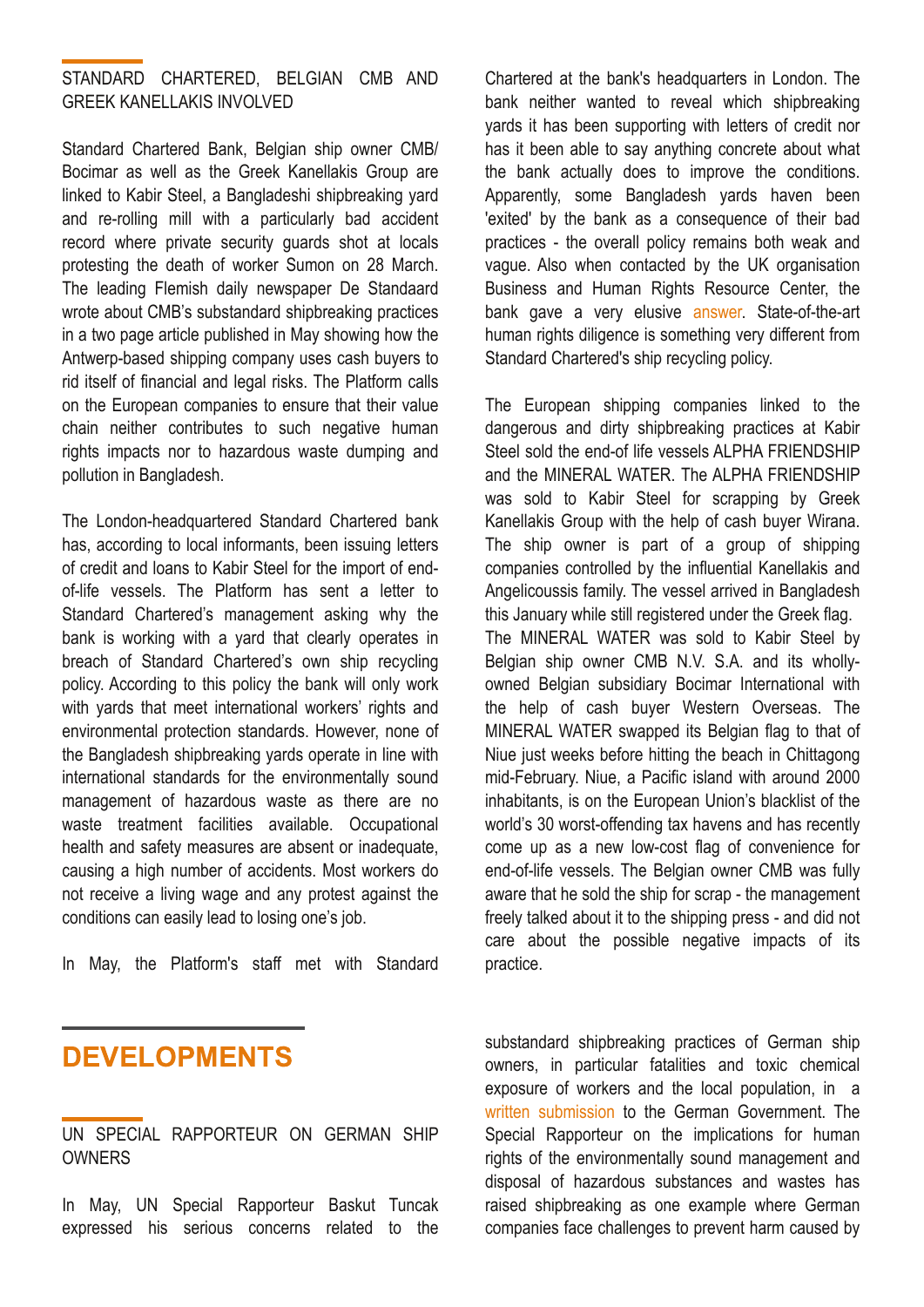### STANDARD CHARTERED, BELGIAN CMB AND GREEK KANELLAKIS INVOLVED

Standard Chartered Bank, Belgian ship owner CMB/ Bocimar as well as the Greek Kanellakis Group are linked to Kabir Steel, a Bangladeshi shipbreaking yard and re-rolling mill with a particularly bad accident record where private security guards shot at locals protesting the death of worker Sumon on 28 March. The leading Flemish daily newspaper De Standaard wrote about CMB's substandard shipbreaking practices in a two page article published in May showing how the Antwerp-based shipping company uses cash buyers to rid itself of financial and legal risks. The Platform calls on the European companies to ensure that their value chain neither contributes to such negative human rights impacts nor to hazardous waste dumping and pollution in Bangladesh.

The London-headquartered Standard Chartered bank has, according to local informants, been issuing letters of credit and loans to Kabir Steel for the import of end-of-life vessels. The Platform has sent a letter to Standard Chartered's management asking why the bank is working with a yard that clearly operates in breach of Standard Chartered's own ship recycling policy. According to this policy the bank will only work with yards that meet international workers' rights and environmental protection standards. However, none of the Bangladesh shipbreaking yards operate in line with international standards for the environmentally sound management of hazardous waste as there are no waste treatment facilities available. Occupational health and safety measures are absent or inadequate, causing a high number of accidents. Most workers do not receive a living wage and any protest against the conditions can easily lead to losing one's job.

In May, the Platform's staff met with Standard Chartered at the bank's headquarters in London. The bank neither wanted to reveal which shipbreaking yards it has been supporting with letters of credit nor has it been able to say anything concrete about what the bank actually does to improve the conditions. Apparently, some Bangladesh yards haven been 'exited' by the bank as a consequence of their bad practices - the overall policy remains both weak and vague. Also when contacted by the UK organisation Business and Human Rights Resource Center, the bank gave a very elusive answer. State-of-the-art human rights diligence is something very different from Standard Chartered's ship recycling policy.

The European shipping companies linked to the dangerous and dirty shipbreaking practices at Kabir Steel sold the end-of life vessels ALPHA FRIENDSHIP and the MINERAL WATER. The ALPHA FRIENDSHIP was sold to Kabir Steel for scrapping by Greek Kanellakis Group with the help of cash buyer Wirana. The ship owner is part of a group of shipping companies controlled by the influential Kanellakis and Angelicoussis family. The vessel arrived in Bangladesh this January while still registered under the Greek flag.
The MINERAL WATER was sold to Kabir Steel by Belgian ship owner CMB N.V. S.A. and its wholly-owned Belgian subsidiary Bocimar International with the help of cash buyer Western Overseas. The MINERAL WATER swapped its Belgian flag to that of Niue just weeks before hitting the beach in Chittagong mid-February. Niue, a Pacific island with around 2000 inhabitants, is on the European Union's blacklist of the world's 30 worst-offending tax havens and has recently come up as a new low-cost flag of convenience for end-of-life vessels. The Belgian owner CMB was fully aware that he sold the ship for scrap - the management freely talked about it to the shipping press - and did not care about the possible negative impacts of its practice.

## DEVELOPMENTS

### UN SPECIAL RAPPORTEUR ON GERMAN SHIP OWNERS

In May, UN Special Rapporteur Baskut Tuncak expressed his serious concerns related to the substandard shipbreaking practices of German ship owners, in particular fatalities and toxic chemical exposure of workers and the local population, in a written submission to the German Government. The Special Rapporteur on the implications for human rights of the environmentally sound management and disposal of hazardous substances and wastes has raised shipbreaking as one example where German companies face challenges to prevent harm caused by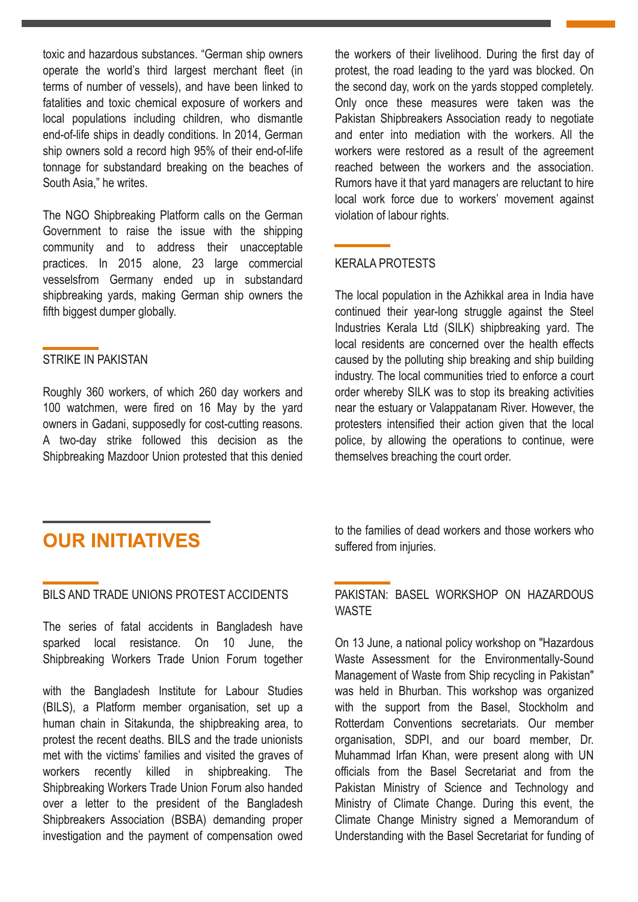toxic and hazardous substances. “German ship owners operate the world’s third largest merchant fleet (in terms of number of vessels), and have been linked to fatalities and toxic chemical exposure of workers and local populations including children, who dismantle end-of-life ships in deadly conditions. In 2014, German ship owners sold a record high 95% of their end-of-life tonnage for substandard breaking on the beaches of South Asia,” he writes.

The NGO Shipbreaking Platform calls on the German Government to raise the issue with the shipping community and to address their unacceptable practices. In 2015 alone, 23 large commercial vesselsfrom Germany ended up in substandard shipbreaking yards, making German ship owners the fifth biggest dumper globally.

### STRIKE IN PAKISTAN

Roughly 360 workers, of which 260 day workers and 100 watchmen, were fired on 16 May by the yard owners in Gadani, supposedly for cost-cutting reasons. A two-day strike followed this decision as the Shipbreaking Mazdoor Union protested that this denied the workers of their livelihood. During the first day of protest, the road leading to the yard was blocked. On the second day, work on the yards stopped completely. Only once these measures were taken was the Pakistan Shipbreakers Association ready to negotiate and enter into mediation with the workers. All the workers were restored as a result of the agreement reached between the workers and the association. Rumors have it that yard managers are reluctant to hire local work force due to workers’ movement against violation of labour rights.

### KERALA PROTESTS

The local population in the Azhikkal area in India have continued their year-long struggle against the Steel Industries Kerala Ltd (SILK) shipbreaking yard. The local residents are concerned over the health effects caused by the polluting ship breaking and ship building industry. The local communities tried to enforce a court order whereby SILK was to stop its breaking activities near the estuary or Valappatanam River. However, the protesters intensified their action given that the local police, by allowing the operations to continue, were themselves breaching the court order.

## OUR INITIATIVES

### BILS AND TRADE UNIONS PROTEST ACCIDENTS

The series of fatal accidents in Bangladesh have sparked local resistance. On 10 June, the Shipbreaking Workers Trade Union Forum together with the Bangladesh Institute for Labour Studies (BILS), a Platform member organisation, set up a human chain in Sitakunda, the shipbreaking area, to protest the recent deaths. BILS and the trade unionists met with the victims’ families and visited the graves of workers recently killed in shipbreaking. The Shipbreaking Workers Trade Union Forum also handed over a letter to the president of the Bangladesh Shipbreakers Association (BSBA) demanding proper investigation and the payment of compensation owed to the families of dead workers and those workers who suffered from injuries.

### PAKISTAN: BASEL WORKSHOP ON HAZARDOUS WASTE

On 13 June, a national policy workshop on "Hazardous Waste Assessment for the Environmentally-Sound Management of Waste from Ship recycling in Pakistan" was held in Bhurban. This workshop was organized with the support from the Basel, Stockholm and Rotterdam Conventions secretariats. Our member organisation, SDPI, and our board member, Dr. Muhammad Irfan Khan, were present along with UN officials from the Basel Secretariat and from the Pakistan Ministry of Science and Technology and Ministry of Climate Change. During this event, the Climate Change Ministry signed a Memorandum of Understanding with the Basel Secretariat for funding of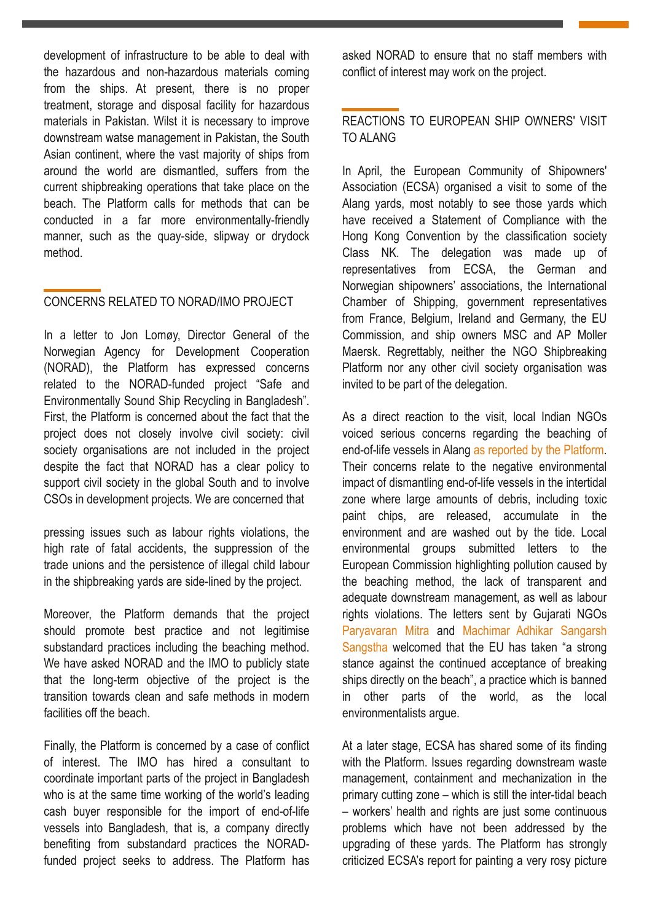development of infrastructure to be able to deal with the hazardous and non-hazardous materials coming from the ships. At present, there is no proper treatment, storage and disposal facility for hazardous materials in Pakistan. Wilst it is necessary to improve downstream watse management in Pakistan, the South Asian continent, where the vast majority of ships from around the world are dismantled, suffers from the current shipbreaking operations that take place on the beach. The Platform calls for methods that can be conducted in a far more environmentally-friendly manner, such as the quay-side, slipway or drydock method.

## CONCERNS RELATED TO NORAD/IMO PROJECT

In a letter to Jon Lomøy, Director General of the Norwegian Agency for Development Cooperation (NORAD), the Platform has expressed concerns related to the NORAD-funded project “Safe and Environmentally Sound Ship Recycling in Bangladesh”. First, the Platform is concerned about the fact that the project does not closely involve civil society: civil society organisations are not included in the project despite the fact that NORAD has a clear policy to support civil society in the global South and to involve CSOs in development projects. We are concerned that pressing issues such as labour rights violations, the high rate of fatal accidents, the suppression of the trade unions and the persistence of illegal child labour in the shipbreaking yards are side-lined by the project.

Moreover, the Platform demands that the project should promote best practice and not legitimise substandard practices including the beaching method. We have asked NORAD and the IMO to publicly state that the long-term objective of the project is the transition towards clean and safe methods in modern facilities off the beach.

Finally, the Platform is concerned by a case of conflict of interest. The IMO has hired a consultant to coordinate important parts of the project in Bangladesh who is at the same time working of the world’s leading cash buyer responsible for the import of end-of-life vessels into Bangladesh, that is, a company directly benefiting from substandard practices the NORAD-funded project seeks to address. The Platform has asked NORAD to ensure that no staff members with conflict of interest may work on the project.

## REACTIONS TO EUROPEAN SHIP OWNERS' VISIT TO ALANG

In April, the European Community of Shipowners' Association (ECSA) organised a visit to some of the Alang yards, most notably to see those yards which have received a Statement of Compliance with the Hong Kong Convention by the classification society Class NK. The delegation was made up of representatives from ECSA, the German and Norwegian shipowners’ associations, the International Chamber of Shipping, government representatives from France, Belgium, Ireland and Germany, the EU Commission, and ship owners MSC and AP Moller Maersk. Regrettably, neither the NGO Shipbreaking Platform nor any other civil society organisation was invited to be part of the delegation.

As a direct reaction to the visit, local Indian NGOs voiced serious concerns regarding the beaching of end-of-life vessels in Alang as reported by the Platform. Their concerns relate to the negative environmental impact of dismantling end-of-life vessels in the intertidal zone where large amounts of debris, including toxic paint chips, are released, accumulate in the environment and are washed out by the tide. Local environmental groups submitted letters to the European Commission highlighting pollution caused by the beaching method, the lack of transparent and adequate downstream management, as well as labour rights violations. The letters sent by Gujarati NGOs Paryavaran Mitra and Machimar Adhikar Sangarsh Sangstha welcomed that the EU has taken “a strong stance against the continued acceptance of breaking ships directly on the beach”, a practice which is banned in other parts of the world, as the local environmentalists argue.

At a later stage, ECSA has shared some of its finding with the Platform. Issues regarding downstream waste management, containment and mechanization in the primary cutting zone – which is still the inter-tidal beach – workers’ health and rights are just some continuous problems which have not been addressed by the upgrading of these yards. The Platform has strongly criticized ECSA’s report for painting a very rosy picture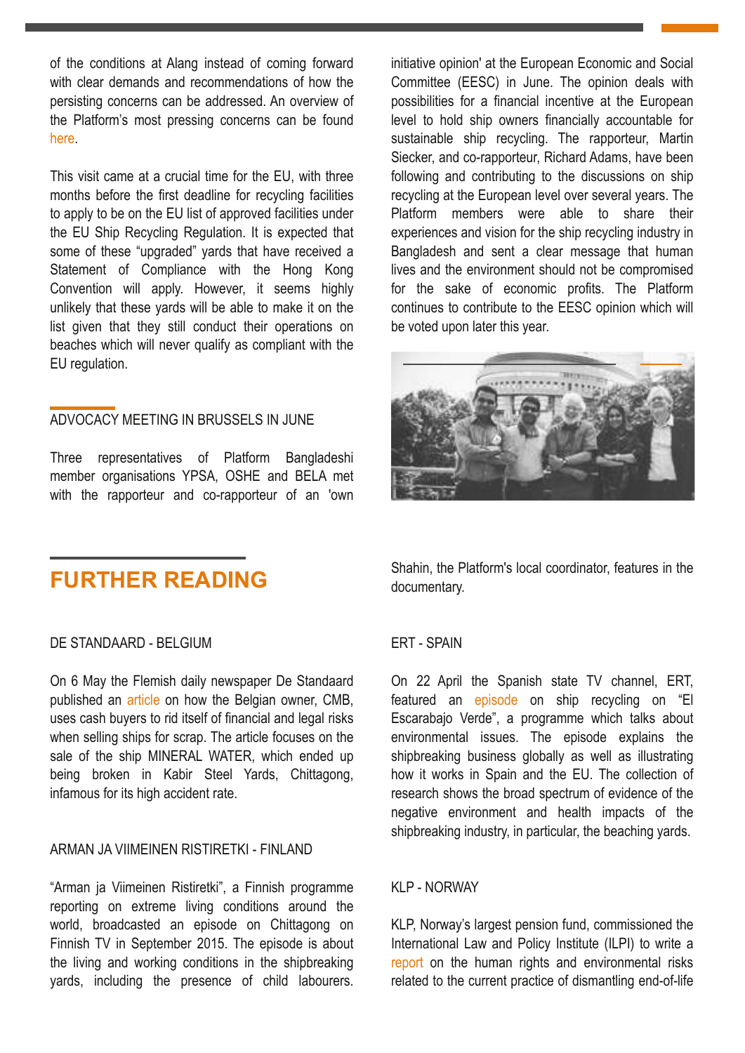of the conditions at Alang instead of coming forward with clear demands and recommendations of how the persisting concerns can be addressed. An overview of the Platform's most pressing concerns can be found here.

This visit came at a crucial time for the EU, with three months before the first deadline for recycling facilities to apply to be on the EU list of approved facilities under the EU Ship Recycling Regulation. It is expected that some of these "upgraded" yards that have received a Statement of Compliance with the Hong Kong Convention will apply. However, it seems highly unlikely that these yards will be able to make it on the list given that they still conduct their operations on beaches which will never qualify as compliant with the EU regulation.

### ADVOCACY MEETING IN BRUSSELS IN JUNE

Three representatives of Platform Bangladeshi member organisations YPSA, OSHE and BELA met with the rapporteur and co-rapporteur of an 'own initiative opinion' at the European Economic and Social Committee (EESC) in June. The opinion deals with possibilities for a financial incentive at the European level to hold ship owners financially accountable for sustainable ship recycling. The rapporteur, Martin Siecker, and co-rapporteur, Richard Adams, have been following and contributing to the discussions on ship recycling at the European level over several years. The Platform members were able to share their experiences and vision for the ship recycling industry in Bangladesh and sent a clear message that human lives and the environment should not be compromised for the sake of economic profits. The Platform continues to contribute to the EESC opinion which will be voted upon later this year.

## FURTHER READING

### DE STANDAARD - BELGIUM

On 6 May the Flemish daily newspaper De Standaard published an article on how the Belgian owner, CMB, uses cash buyers to rid itself of financial and legal risks when selling ships for scrap. The article focuses on the sale of the ship MINERAL WATER, which ended up being broken in Kabir Steel Yards, Chittagong, infamous for its high accident rate.

### ARMAN JA VIIMEINEN RISTIRETKI - FINLAND

"Arman ja Viimeinen Ristiretki", a Finnish programme reporting on extreme living conditions around the world, broadcasted an episode on Chittagong on Finnish TV in September 2015. The episode is about the living and working conditions in the shipbreaking yards, including the presence of child labourers. Shahin, the Platform's local coordinator, features in the documentary.

### ERT - SPAIN

On 22 April the Spanish state TV channel, ERT, featured an episode on ship recycling on "El Escarabajo Verde", a programme which talks about environmental issues. The episode explains the shipbreaking business globally as well as illustrating how it works in Spain and the EU. The collection of research shows the broad spectrum of evidence of the negative environment and health impacts of the shipbreaking industry, in particular, the beaching yards.

### KLP - NORWAY

KLP, Norway's largest pension fund, commissioned the International Law and Policy Institute (ILPI) to write a report on the human rights and environmental risks related to the current practice of dismantling end-of-life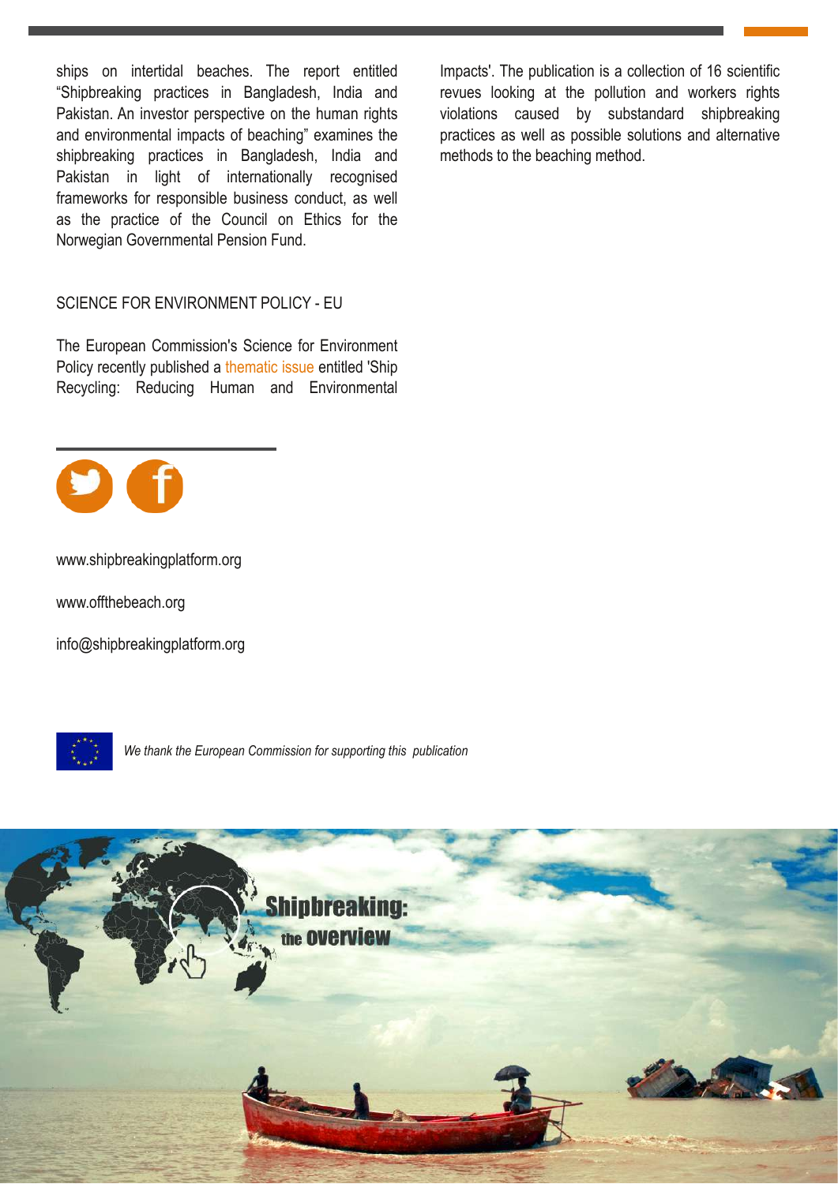ships on intertidal beaches. The report entitled "Shipbreaking practices in Bangladesh, India and Pakistan. An investor perspective on the human rights and environmental impacts of beaching" examines the shipbreaking practices in Bangladesh, India and Pakistan in light of internationally recognised frameworks for responsible business conduct, as well as the practice of the Council on Ethics for the Norwegian Governmental Pension Fund.

SCIENCE FOR ENVIRONMENT POLICY - EU

The European Commission's Science for Environment Policy recently published a thematic issue entitled 'Ship Recycling: Reducing Human and Environmental Impacts'. The publication is a collection of 16 scientific revues looking at the pollution and workers rights violations caused by substandard shipbreaking practices as well as possible solutions and alternative methods to the beaching method.

www.shipbreakingplatform.org

www.offthebeach.org

info@shipbreakingplatform.org

*We thank the European Commission for supporting this publication*

**Shipbreaking:**
**the overview**